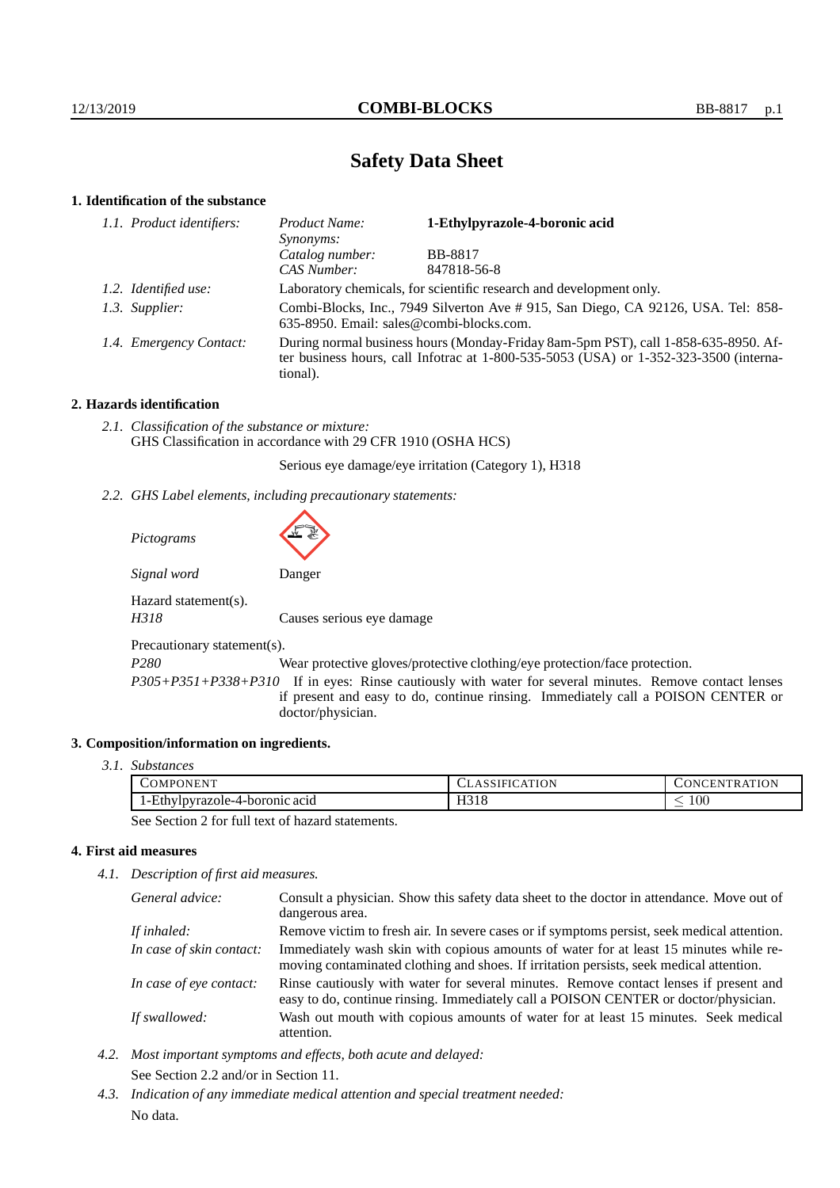# Safety Data Sheet

## 1. Identification of the substance

*1.1. Product identifiers:*

| | |
|---|---|
| *Product Name:* | **1-Ethylpyrazole-4-boronic acid** |
| *Synonyms:* | |
| *Catalog number:* | BB-8817 |
| *CAS Number:* | 847818-56-8 |

*1.2. Identified use:* Laboratory chemicals, for scientific research and development only.

*1.3. Supplier:* Combi-Blocks, Inc., 7949 Silverton Ave # 915, San Diego, CA 92126, USA. Tel: 858-635-8950. Email: sales@combi-blocks.com.

*1.4. Emergency Contact:* During normal business hours (Monday-Friday 8am-5pm PST), call 1-858-635-8950. After business hours, call Infotrac at 1-800-535-5053 (USA) or 1-352-323-3500 (international).

## 2. Hazards identification

*2.1. Classification of the substance or mixture:*
GHS Classification in accordance with 29 CFR 1910 (OSHA HCS)

Serious eye damage/eye irritation (Category 1), H318

*2.2. GHS Label elements, including precautionary statements:*

*Pictograms*

*Signal word* Danger

Hazard statement(s).

*H318* Causes serious eye damage

Precautionary statement(s).

*P280* Wear protective gloves/protective clothing/eye protection/face protection.

*P305+P351+P338+P310* If in eyes: Rinse cautiously with water for several minutes. Remove contact lenses if present and easy to do, continue rinsing. Immediately call a POISON CENTER or doctor/physician.

## 3. Composition/information on ingredients.

*3.1. Substances*

| Component | Classification | Concentration |
|---|---|---|
| 1-Ethylpyrazole-4-boronic acid | H318 | $\leq 100$ |

See Section 2 for full text of hazard statements.

## 4. First aid measures

*4.1. Description of first aid measures.*

*General advice:* Consult a physician. Show this safety data sheet to the doctor in attendance. Move out of dangerous area.

*If inhaled:* Remove victim to fresh air. In severe cases or if symptoms persist, seek medical attention.

*In case of skin contact:* Immediately wash skin with copious amounts of water for at least 15 minutes while removing contaminated clothing and shoes. If irritation persists, seek medical attention.

*In case of eye contact:* Rinse cautiously with water for several minutes. Remove contact lenses if present and easy to do, continue rinsing. Immediately call a POISON CENTER or doctor/physician.

*If swallowed:* Wash out mouth with copious amounts of water for at least 15 minutes. Seek medical attention.

*4.2. Most important symptoms and effects, both acute and delayed:*

See Section 2.2 and/or in Section 11.

*4.3. Indication of any immediate medical attention and special treatment needed:*

No data.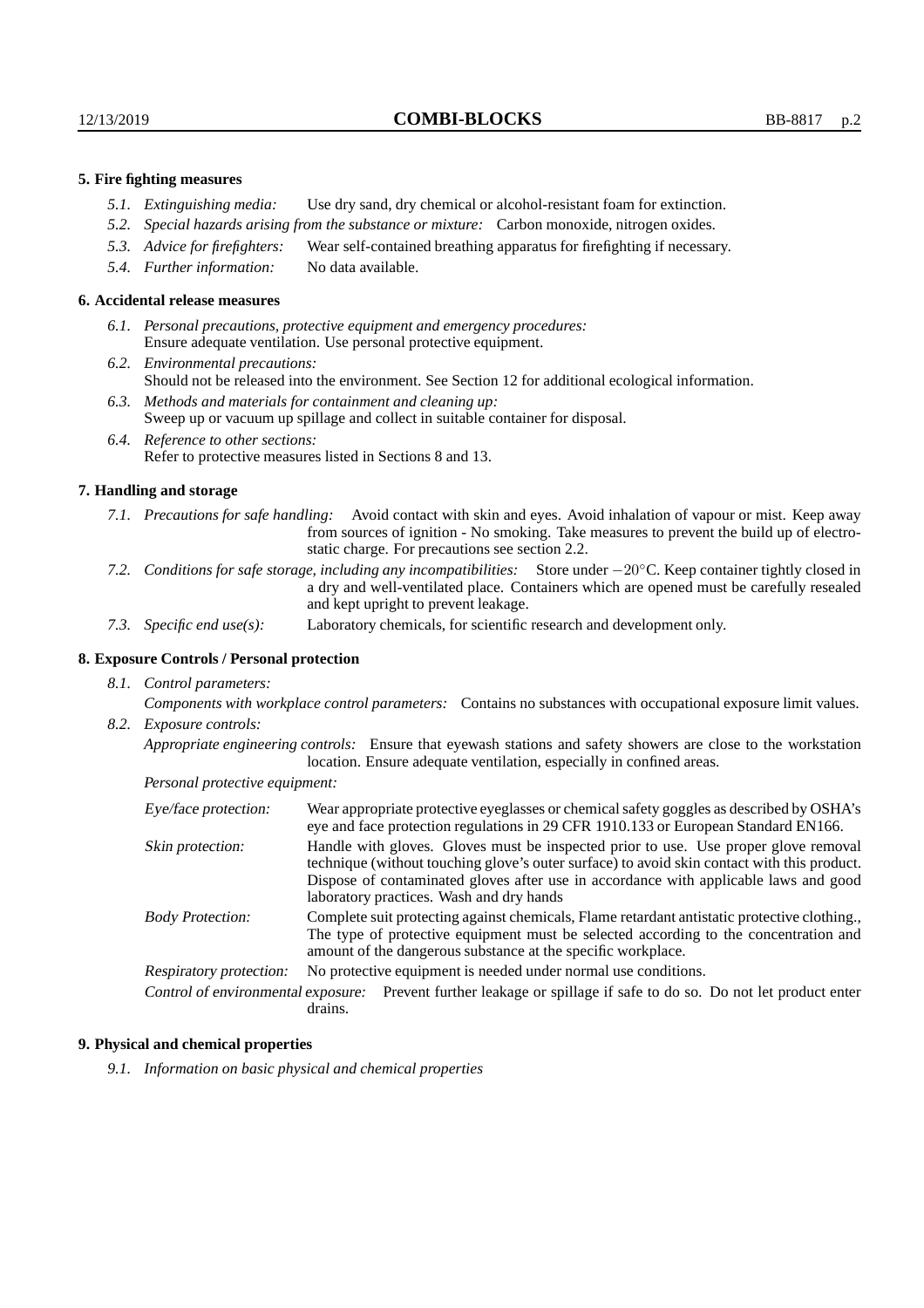### 5. Fire fighting measures

- *5.1. Extinguishing media:* Use dry sand, dry chemical or alcohol-resistant foam for extinction.
- *5.2. Special hazards arising from the substance or mixture:* Carbon monoxide, nitrogen oxides.
- *5.3. Advice for firefighters:* Wear self-contained breathing apparatus for firefighting if necessary.
- *5.4. Further information:* No data available.

### 6. Accidental release measures

- *6.1. Personal precautions, protective equipment and emergency procedures:* Ensure adequate ventilation. Use personal protective equipment.
- *6.2. Environmental precautions:* Should not be released into the environment. See Section 12 for additional ecological information.
- *6.3. Methods and materials for containment and cleaning up:* Sweep up or vacuum up spillage and collect in suitable container for disposal.
- *6.4. Reference to other sections:* Refer to protective measures listed in Sections 8 and 13.

### 7. Handling and storage

- *7.1. Precautions for safe handling:* Avoid contact with skin and eyes. Avoid inhalation of vapour or mist. Keep away from sources of ignition - No smoking. Take measures to prevent the build up of electrostatic charge. For precautions see section 2.2.
- *7.2. Conditions for safe storage, including any incompatibilities:* Store under $-20^{\circ}$C. Keep container tightly closed in a dry and well-ventilated place. Containers which are opened must be carefully resealed and kept upright to prevent leakage.
- *7.3. Specific end use(s):* Laboratory chemicals, for scientific research and development only.

### 8. Exposure Controls / Personal protection

- *8.1. Control parameters:*
  *Components with workplace control parameters:* Contains no substances with occupational exposure limit values.
- *8.2. Exposure controls:*
  *Appropriate engineering controls:* Ensure that eyewash stations and safety showers are close to the workstation location. Ensure adequate ventilation, especially in confined areas.

  *Personal protective equipment:*

  *Eye/face protection:* Wear appropriate protective eyeglasses or chemical safety goggles as described by OSHA's eye and face protection regulations in 29 CFR 1910.133 or European Standard EN166.

  *Skin protection:* Handle with gloves. Gloves must be inspected prior to use. Use proper glove removal technique (without touching glove's outer surface) to avoid skin contact with this product. Dispose of contaminated gloves after use in accordance with applicable laws and good laboratory practices. Wash and dry hands

  *Body Protection:* Complete suit protecting against chemicals, Flame retardant antistatic protective clothing., The type of protective equipment must be selected according to the concentration and amount of the dangerous substance at the specific workplace.

  *Respiratory protection:* No protective equipment is needed under normal use conditions.

  *Control of environmental exposure:* Prevent further leakage or spillage if safe to do so. Do not let product enter drains.

### 9. Physical and chemical properties

- *9.1. Information on basic physical and chemical properties*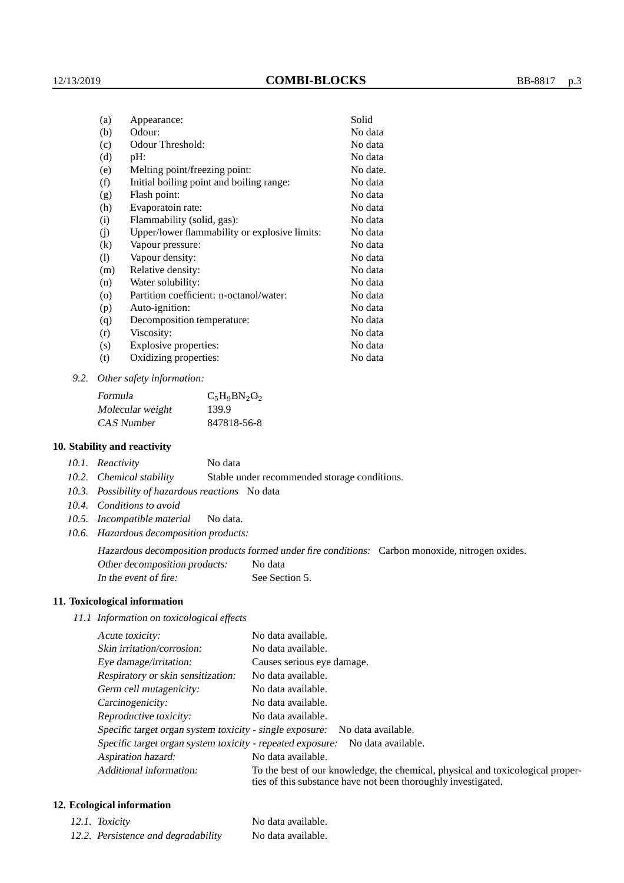| | | |
|---|---|---|
| (a) | Appearance: | Solid |
| (b) | Odour: | No data |
| (c) | Odour Threshold: | No data |
| (d) | pH: | No data |
| (e) | Melting point/freezing point: | No date. |
| (f) | Initial boiling point and boiling range: | No data |
| (g) | Flash point: | No data |
| (h) | Evaporatoin rate: | No data |
| (i) | Flammability (solid, gas): | No data |
| (j) | Upper/lower flammability or explosive limits: | No data |
| (k) | Vapour pressure: | No data |
| (l) | Vapour density: | No data |
| (m) | Relative density: | No data |
| (n) | Water solubility: | No data |
| (o) | Partition coefficient: n-octanol/water: | No data |
| (p) | Auto-ignition: | No data |
| (q) | Decomposition temperature: | No data |
| (r) | Viscosity: | No data |
| (s) | Explosive properties: | No data |
| (t) | Oxidizing properties: | No data |

9.2. *Other safety information:*

| | |
|---|---|
| *Formula* | $C_5H_9BN_2O_2$ |
| *Molecular weight* | 139.9 |
| *CAS Number* | 847818-56-8 |

## 10. Stability and reactivity

10.1. *Reactivity* No data

10.2. *Chemical stability* Stable under recommended storage conditions.

10.3. *Possibility of hazardous reactions* No data

10.4. *Conditions to avoid*

10.5. *Incompatible material* No data.

10.6. *Hazardous decomposition products:*

*Hazardous decomposition products formed under fire conditions:* Carbon monoxide, nitrogen oxides.

*Other decomposition products:* No data

*In the event of fire:* See Section 5.

## 11. Toxicological information

11.1 *Information on toxicological effects*

| | |
|---|---|
| *Acute toxicity:* | No data available. |
| *Skin irritation/corrosion:* | No data available. |
| *Eye damage/irritation:* | Causes serious eye damage. |
| *Respiratory or skin sensitization:* | No data available. |
| *Germ cell mutagenicity:* | No data available. |
| *Carcinogenicity:* | No data available. |
| *Reproductive toxicity:* | No data available. |
| *Specific target organ system toxicity - single exposure:* | No data available. |
| *Specific target organ system toxicity - repeated exposure:* | No data available. |
| *Aspiration hazard:* | No data available. |
| *Additional information:* | To the best of our knowledge, the chemical, physical and toxicological properties of this substance have not been thoroughly investigated. |

## 12. Ecological information

| | |
|---|---|
| 12.1. *Toxicity* | No data available. |
| 12.2. *Persistence and degradability* | No data available. |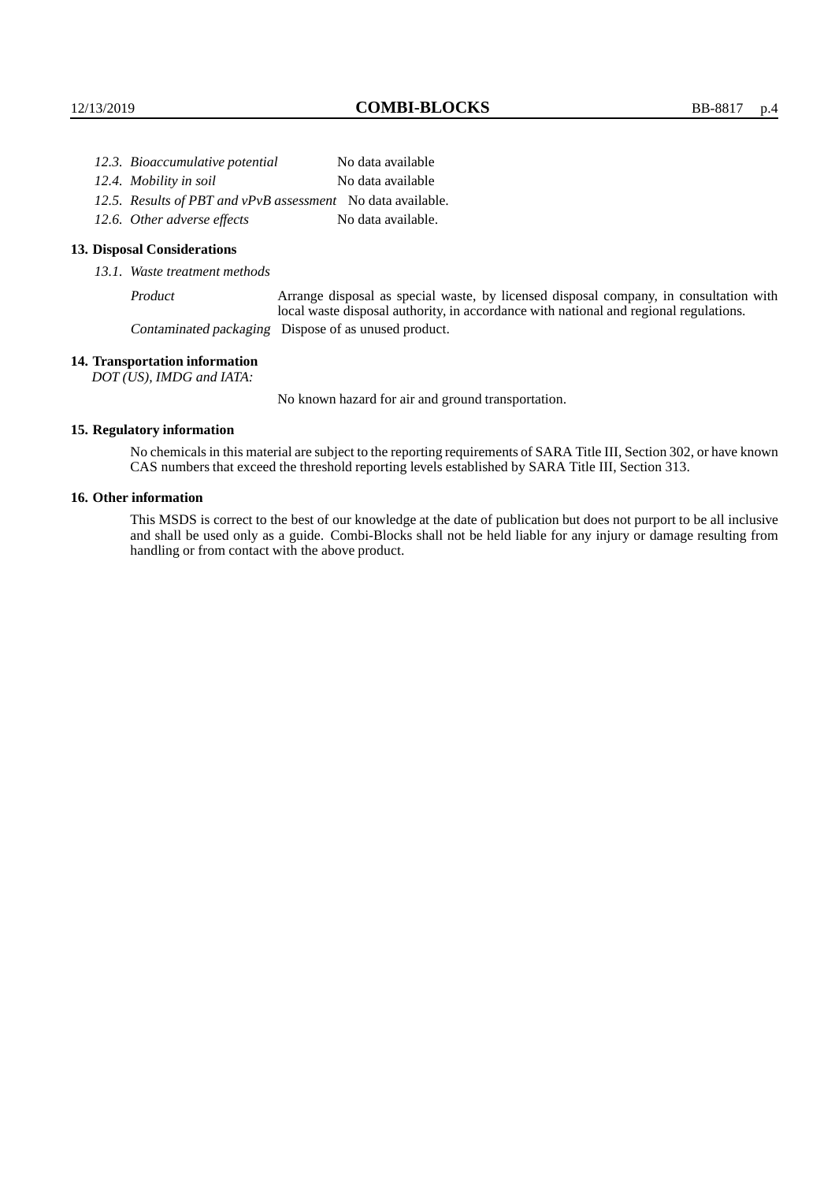*12.3. Bioaccumulative potential* No data available

*12.4. Mobility in soil* No data available

*12.5. Results of PBT and vPvB assessment* No data available.

*12.6. Other adverse effects* No data available.

## 13. Disposal Considerations

*13.1. Waste treatment methods*

| | |
|---|---|
| *Product* | Arrange disposal as special waste, by licensed disposal company, in consultation with local waste disposal authority, in accordance with national and regional regulations. |
| *Contaminated packaging* | Dispose of as unused product. |

## 14. Transportation information

*DOT (US), IMDG and IATA:*

No known hazard for air and ground transportation.

## 15. Regulatory information

No chemicals in this material are subject to the reporting requirements of SARA Title III, Section 302, or have known CAS numbers that exceed the threshold reporting levels established by SARA Title III, Section 313.

## 16. Other information

This MSDS is correct to the best of our knowledge at the date of publication but does not purport to be all inclusive and shall be used only as a guide. Combi-Blocks shall not be held liable for any injury or damage resulting from handling or from contact with the above product.